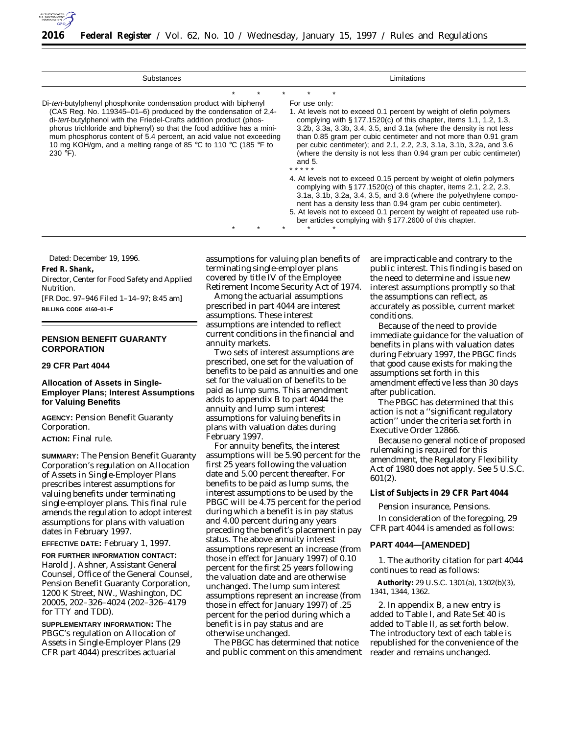| Substances | Limitations |
| --- | --- |
| * * * * * | |
| Di-*tert*-butylphenyl phosphonite condensation product with biphenyl (CAS Reg. No. 119345–01–6) produced by the condensation of 2,4-di-*tert*-butylphenol with the Friedel-Crafts addition product (phosphorus trichloride and biphenyl) so that the food additive has a minimum phosphorus content of 5.4 percent, an acid value not exceeding 10 mg KOH/gm, and a melting range of 85 °C to 110 °C (185 °F to 230 °F). | For use only:<br>1. At levels not to exceed 0.1 percent by weight of olefin polymers complying with § 177.1520(c) of this chapter, items 1.1, 1.2, 1.3, 3.2b, 3.3a, 3.3b, 3.4, 3.5, and 3.1a (where the density is not less than 0.85 gram per cubic centimeter and not more than 0.91 gram per cubic centimeter); and 2.1, 2.2, 2.3, 3.1a, 3.1b, 3.2a, and 3.6 (where the density is not less than 0.94 gram per cubic centimeter) and 5.<br>* * * * *<br>4. At levels not to exceed 0.15 percent by weight of olefin polymers complying with § 177.1520(c) of this chapter, items 2.1, 2.2, 2.3, 3.1a, 3.1b, 3.2a, 3.4, 3.5, and 3.6 (where the polyethylene component has a density less than 0.94 gram per cubic centimeter).<br>5. At levels not to exceed 0.1 percent by weight of repeated use rubber articles complying with § 177.2600 of this chapter. |
| * * * * * | |

Dated: December 19, 1996.

**Fred R. Shank,**

Director, Center for Food Safety and Applied Nutrition.

[FR Doc. 97–946 Filed 1–14–97; 8:45 am]

**BILLING CODE 4160–01–F**

## PENSION BENEFIT GUARANTY CORPORATION

### 29 CFR Part 4044

### Allocation of Assets in Single-Employer Plans; Interest Assumptions for Valuing Benefits

**AGENCY:** Pension Benefit Guaranty Corporation.

**ACTION:** Final rule.

**SUMMARY:** The Pension Benefit Guaranty Corporation's regulation on Allocation of Assets in Single-Employer Plans prescribes interest assumptions for valuing benefits under terminating single-employer plans. This final rule amends the regulation to adopt interest assumptions for plans with valuation dates in February 1997.

**EFFECTIVE DATE:** February 1, 1997.

**FOR FURTHER INFORMATION CONTACT:** Harold J. Ashner, Assistant General Counsel, Office of the General Counsel, Pension Benefit Guaranty Corporation, 1200 K Street, NW., Washington, DC 20005, 202–326–4024 (202–326–4179 for TTY and TDD).

**SUPPLEMENTARY INFORMATION:** The PBGC's regulation on Allocation of Assets in Single-Employer Plans (29 CFR part 4044) prescribes actuarial assumptions for valuing plan benefits of terminating single-employer plans covered by title IV of the Employee Retirement Income Security Act of 1974.

Among the actuarial assumptions prescribed in part 4044 are interest assumptions. These interest assumptions are intended to reflect current conditions in the financial and annuity markets.

Two sets of interest assumptions are prescribed, one set for the valuation of benefits to be paid as annuities and one set for the valuation of benefits to be paid as lump sums. This amendment adds to appendix B to part 4044 the annuity and lump sum interest assumptions for valuing benefits in plans with valuation dates during February 1997.

For annuity benefits, the interest assumptions will be 5.90 percent for the first 25 years following the valuation date and 5.00 percent thereafter. For benefits to be paid as lump sums, the interest assumptions to be used by the PBGC will be 4.75 percent for the period during which a benefit is in pay status and 4.00 percent during any years preceding the benefit's placement in pay status. The above annuity interest assumptions represent an increase (from those in effect for January 1997) of 0.10 percent for the first 25 years following the valuation date and are otherwise unchanged. The lump sum interest assumptions represent an increase (from those in effect for January 1997) of .25 percent for the period during which a benefit is in pay status and are otherwise unchanged.

The PBGC has determined that notice and public comment on this amendment are impracticable and contrary to the public interest. This finding is based on the need to determine and issue new interest assumptions promptly so that the assumptions can reflect, as accurately as possible, current market conditions.

Because of the need to provide immediate guidance for the valuation of benefits in plans with valuation dates during February 1997, the PBGC finds that good cause exists for making the assumptions set forth in this amendment effective less than 30 days after publication.

The PBGC has determined that this action is not a ''significant regulatory action'' under the criteria set forth in Executive Order 12866.

Because no general notice of proposed rulemaking is required for this amendment, the Regulatory Flexibility Act of 1980 does not apply. See 5 U.S.C. 601(2).

**List of Subjects in 29 CFR Part 4044**

Pension insurance, Pensions.

In consideration of the foregoing, 29 CFR part 4044 is amended as follows:

**PART 4044—[AMENDED]**

1. The authority citation for part 4044 continues to read as follows:

**Authority:** 29 U.S.C. 1301(a), 1302(b)(3), 1341, 1344, 1362.

2. In appendix B, a new entry is added to Table I, and Rate Set 40 is added to Table II, as set forth below. The introductory text of each table is republished for the convenience of the reader and remains unchanged.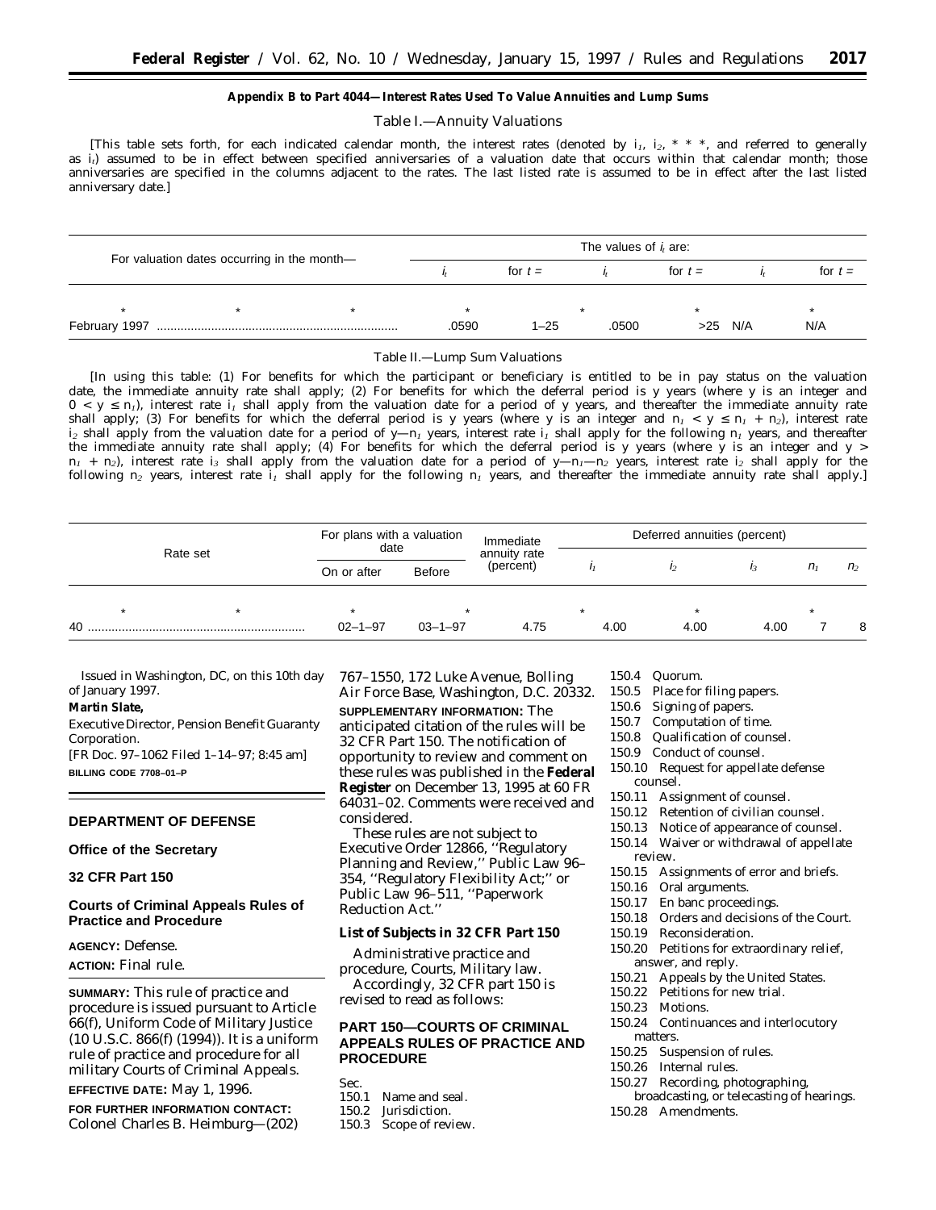**Appendix B to Part 4044—Interest Rates Used To Value Annuities and Lump Sums**

Table I.—Annuity Valuations

[This table sets forth, for each indicated calendar month, the interest rates (denoted by $i_1$, $i_2$, * * *, and referred to generally as $i_t$) assumed to be in effect between specified anniversaries of a valuation date that occurs within that calendar month; those anniversaries are specified in the columns adjacent to the rates. The last listed rate is assumed to be in effect after the last listed anniversary date.]

| For valuation dates occurring in the month— | The values of $i_t$ are: | | | | | |
|---|---|---|---|---|---|---|
| | $i_t$ | for $t$ = | $i_t$ | for $t$ = | $i_t$ | for $t$ = |
| * * * | * | | * | | | * |
| February 1997 | .0590 | 1–25 | .0500 | >25 | N/A | N/A |

Table II.—Lump Sum Valuations

[In using this table: (1) For benefits for which the participant or beneficiary is entitled to be in pay status on the valuation date, the immediate annuity rate shall apply; (2) For benefits for which the deferral period is y years (where y is an integer and $0 < y \leq n_1$), interest rate $i_1$ shall apply from the valuation date for a period of y years, and thereafter the immediate annuity rate shall apply; (3) For benefits for which the deferral period is y years (where y is an integer and $n_1 < y \leq n_1 + n_2$), interest rate $i_2$ shall apply from the valuation date for a period of $y—n_1$ years, interest rate $i_1$ shall apply for the following $n_1$ years, and thereafter the immediate annuity rate shall apply; (4) For benefits for which the deferral period is y years (where y is an integer and $y > n_1 + n_2$), interest rate $i_3$ shall apply from the valuation date for a period of $y—n_1—n_2$ years, interest rate $i_2$ shall apply for the following $n_2$ years, interest rate $i_1$ shall apply for the following $n_1$ years, and thereafter the immediate annuity rate shall apply.]

| Rate set | For plans with a valuation date | | Immediate annuity rate (percent) | Deferred annuities (percent) | | | | |
|---|---|---|---|---|---|---|---|---|
| | On or after | Before | | $i_1$ | $i_2$ | $i_3$ | $n_1$ | $n_2$ |
| * * | * | * | | * | * | | * | |
| 40 | 02–1–97 | 03–1–97 | 4.75 | 4.00 | 4.00 | 4.00 | 7 | 8 |

Issued in Washington, DC, on this 10th day of January 1997.

**Martin Slate,**

*Executive Director, Pension Benefit Guaranty Corporation.*

[FR Doc. 97–1062 Filed 1–14–97; 8:45 am]

**BILLING CODE 7708–01–P**

## DEPARTMENT OF DEFENSE

### Office of the Secretary

### 32 CFR Part 150

### Courts of Criminal Appeals Rules of Practice and Procedure

**AGENCY:** Defense.

**ACTION:** Final rule.

**SUMMARY:** This rule of practice and procedure is issued pursuant to Article 66(f), Uniform Code of Military Justice (10 U.S.C. 866(f) (1994)). It is a uniform rule of practice and procedure for all military Courts of Criminal Appeals.

**EFFECTIVE DATE:** May 1, 1996.

**FOR FURTHER INFORMATION CONTACT:** Colonel Charles B. Heimburg—(202) 767–1550, 172 Luke Avenue, Bolling Air Force Base, Washington, D.C. 20332.

**SUPPLEMENTARY INFORMATION:** The anticipated citation of the rules will be 32 CFR Part 150. The notification of opportunity to review and comment on these rules was published in the **Federal Register** on December 13, 1995 at 60 FR 64031–02. Comments were received and considered.

These rules are not subject to Executive Order 12866, ''Regulatory Planning and Review,'' Public Law 96–354, ''Regulatory Flexibility Act;'' or Public Law 96–511, ''Paperwork Reduction Act.''

**List of Subjects in 32 CFR Part 150**

Administrative practice and procedure, Courts, Military law.

Accordingly, 32 CFR part 150 is revised to read as follows:

## PART 150—COURTS OF CRIMINAL APPEALS RULES OF PRACTICE AND PROCEDURE

Sec.
150.1 Name and seal.
150.2 Jurisdiction.
150.3 Scope of review.
150.4 Quorum.
150.5 Place for filing papers.
150.6 Signing of papers.
150.7 Computation of time.
150.8 Qualification of counsel.
150.9 Conduct of counsel.
150.10 Request for appellate defense counsel.
150.11 Assignment of counsel.
150.12 Retention of civilian counsel.
150.13 Notice of appearance of counsel.
150.14 Waiver or withdrawal of appellate review.
150.15 Assignments of error and briefs.
150.16 Oral arguments.
150.17 En banc proceedings.
150.18 Orders and decisions of the Court.
150.19 Reconsideration.
150.20 Petitions for extraordinary relief, answer, and reply.
150.21 Appeals by the United States.
150.22 Petitions for new trial.
150.23 Motions.
150.24 Continuances and interlocutory matters.
150.25 Suspension of rules.
150.26 Internal rules.
150.27 Recording, photographing, broadcasting, or telecasting of hearings.
150.28 Amendments.